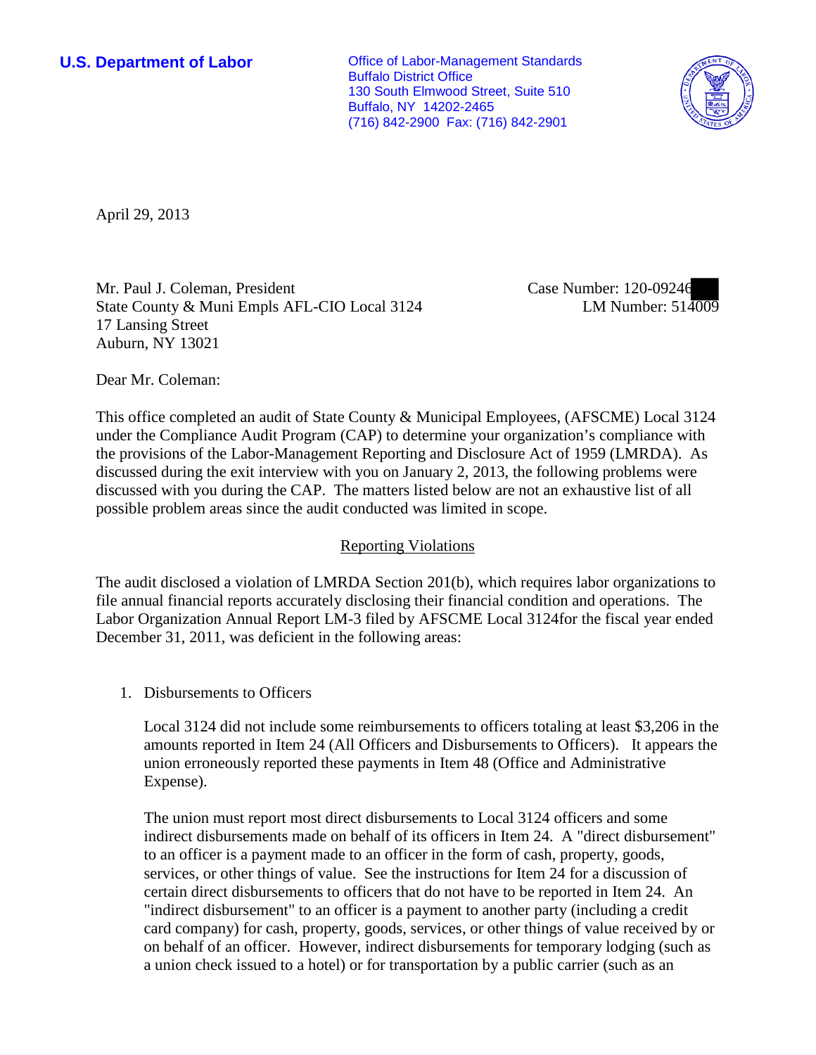**U.S. Department of Labor**

Office of Labor-Management Standards
Buffalo District Office
130 South Elmwood Street, Suite 510
Buffalo, NY 14202-2465
(716) 842-2900 Fax: (716) 842-2901

April 29, 2013

Mr. Paul J. Coleman, President
State County & Muni Empls AFL-CIO Local 3124
17 Lansing Street
Auburn, NY 13021

Case Number: 120-09246
LM Number: 514009

Dear Mr. Coleman:

This office completed an audit of State County & Municipal Employees, (AFSCME) Local 3124 under the Compliance Audit Program (CAP) to determine your organization's compliance with the provisions of the Labor-Management Reporting and Disclosure Act of 1959 (LMRDA). As discussed during the exit interview with you on January 2, 2013, the following problems were discussed with you during the CAP. The matters listed below are not an exhaustive list of all possible problem areas since the audit conducted was limited in scope.

## Reporting Violations

The audit disclosed a violation of LMRDA Section 201(b), which requires labor organizations to file annual financial reports accurately disclosing their financial condition and operations. The Labor Organization Annual Report LM-3 filed by AFSCME Local 3124for the fiscal year ended December 31, 2011, was deficient in the following areas:

1. Disbursements to Officers

   Local 3124 did not include some reimbursements to officers totaling at least $3,206 in the amounts reported in Item 24 (All Officers and Disbursements to Officers). It appears the union erroneously reported these payments in Item 48 (Office and Administrative Expense).

   The union must report most direct disbursements to Local 3124 officers and some indirect disbursements made on behalf of its officers in Item 24. A "direct disbursement" to an officer is a payment made to an officer in the form of cash, property, goods, services, or other things of value. See the instructions for Item 24 for a discussion of certain direct disbursements to officers that do not have to be reported in Item 24. An "indirect disbursement" to an officer is a payment to another party (including a credit card company) for cash, property, goods, services, or other things of value received by or on behalf of an officer. However, indirect disbursements for temporary lodging (such as a union check issued to a hotel) or for transportation by a public carrier (such as an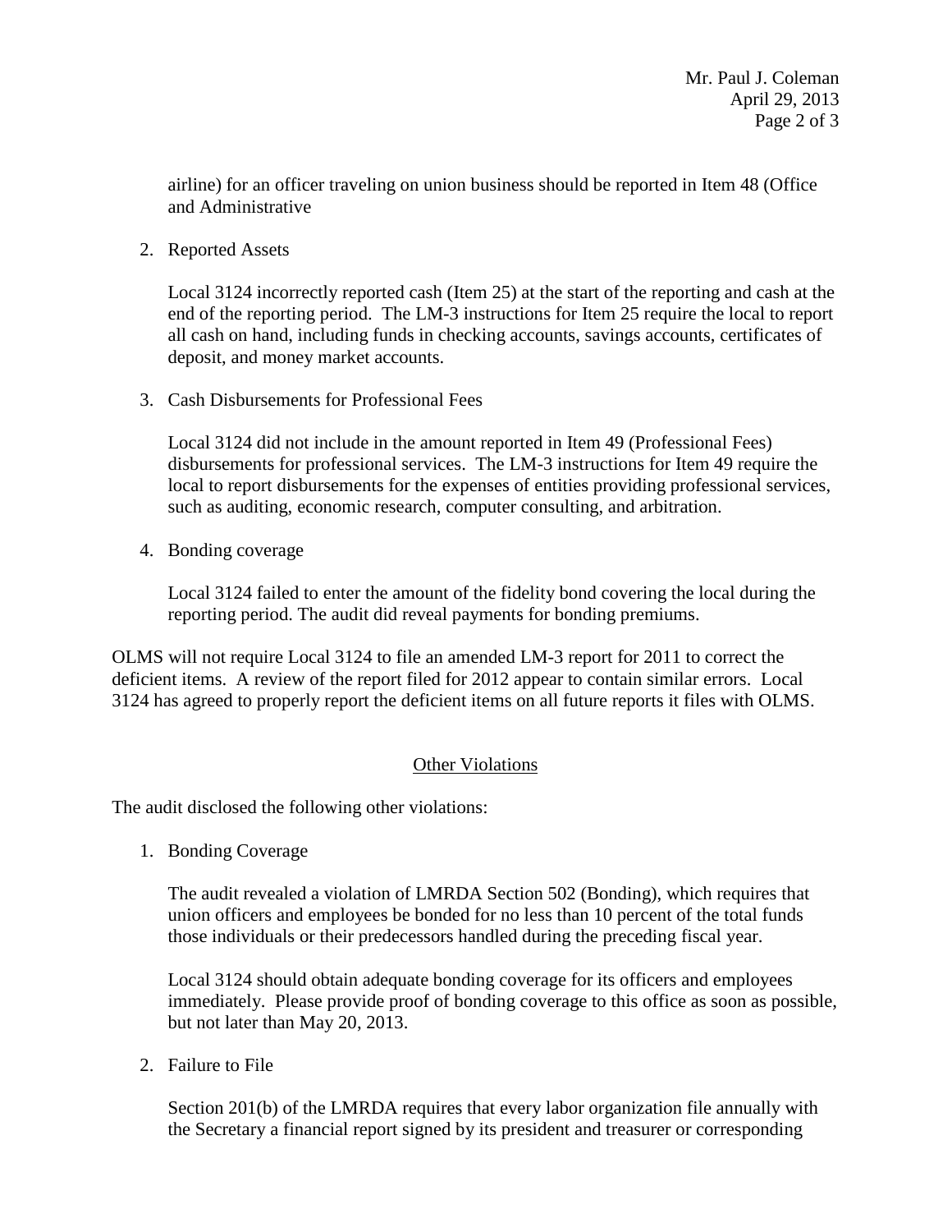airline) for an officer traveling on union business should be reported in Item 48 (Office and Administrative

2. Reported Assets

   Local 3124 incorrectly reported cash (Item 25) at the start of the reporting and cash at the end of the reporting period. The LM-3 instructions for Item 25 require the local to report all cash on hand, including funds in checking accounts, savings accounts, certificates of deposit, and money market accounts.

3. Cash Disbursements for Professional Fees

   Local 3124 did not include in the amount reported in Item 49 (Professional Fees) disbursements for professional services. The LM-3 instructions for Item 49 require the local to report disbursements for the expenses of entities providing professional services, such as auditing, economic research, computer consulting, and arbitration.

4. Bonding coverage

   Local 3124 failed to enter the amount of the fidelity bond covering the local during the reporting period. The audit did reveal payments for bonding premiums.

OLMS will not require Local 3124 to file an amended LM-3 report for 2011 to correct the deficient items. A review of the report filed for 2012 appear to contain similar errors. Local 3124 has agreed to properly report the deficient items on all future reports it files with OLMS.

## Other Violations

The audit disclosed the following other violations:

1. Bonding Coverage

   The audit revealed a violation of LMRDA Section 502 (Bonding), which requires that union officers and employees be bonded for no less than 10 percent of the total funds those individuals or their predecessors handled during the preceding fiscal year.

   Local 3124 should obtain adequate bonding coverage for its officers and employees immediately. Please provide proof of bonding coverage to this office as soon as possible, but not later than May 20, 2013.

2. Failure to File

   Section 201(b) of the LMRDA requires that every labor organization file annually with the Secretary a financial report signed by its president and treasurer or corresponding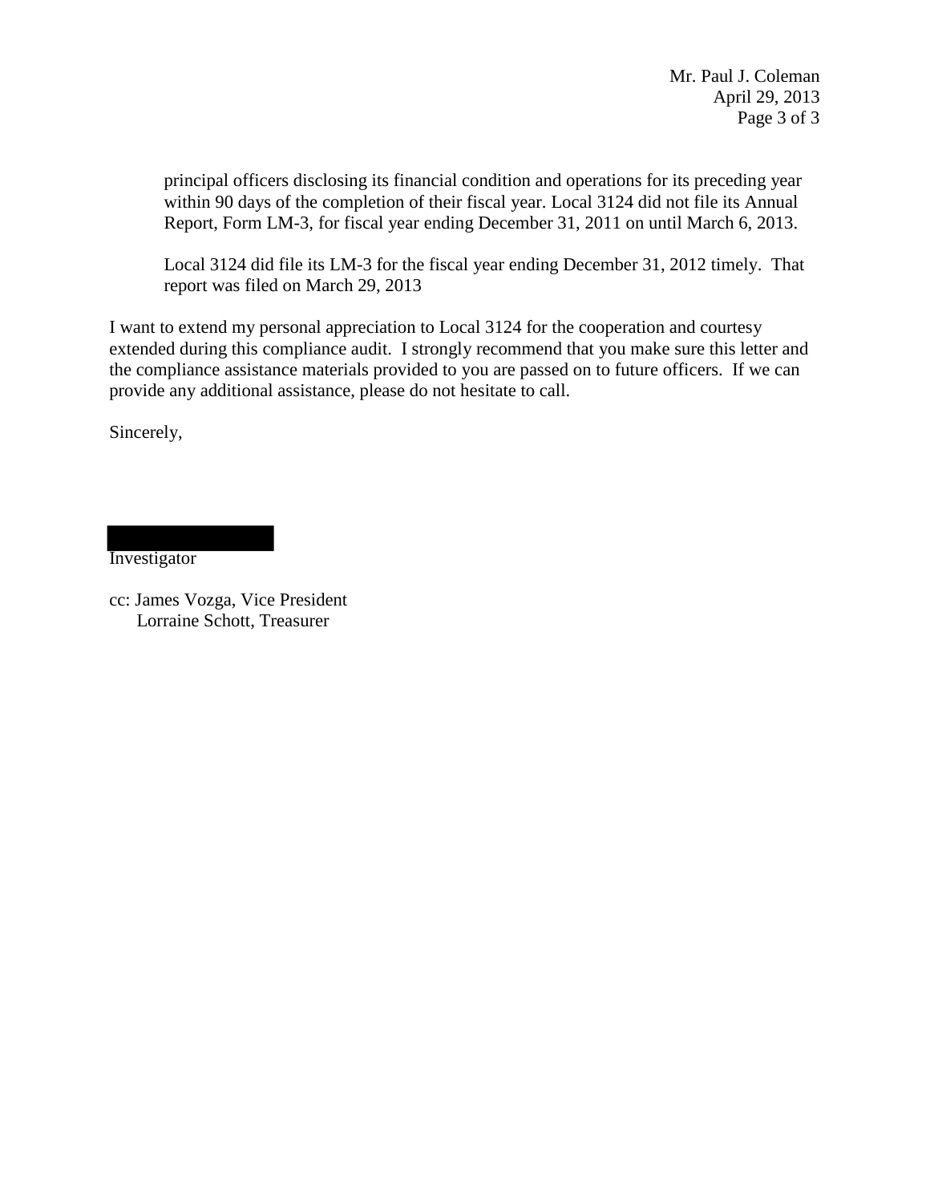principal officers disclosing its financial condition and operations for its preceding year within 90 days of the completion of their fiscal year. Local 3124 did not file its Annual Report, Form LM-3, for fiscal year ending December 31, 2011 on until March 6, 2013.

Local 3124 did file its LM-3 for the fiscal year ending December 31, 2012 timely. That report was filed on March 29, 2013

I want to extend my personal appreciation to Local 3124 for the cooperation and courtesy extended during this compliance audit. I strongly recommend that you make sure this letter and the compliance assistance materials provided to you are passed on to future officers. If we can provide any additional assistance, please do not hesitate to call.

Sincerely,

Investigator

cc: James Vozga, Vice President
Lorraine Schott, Treasurer